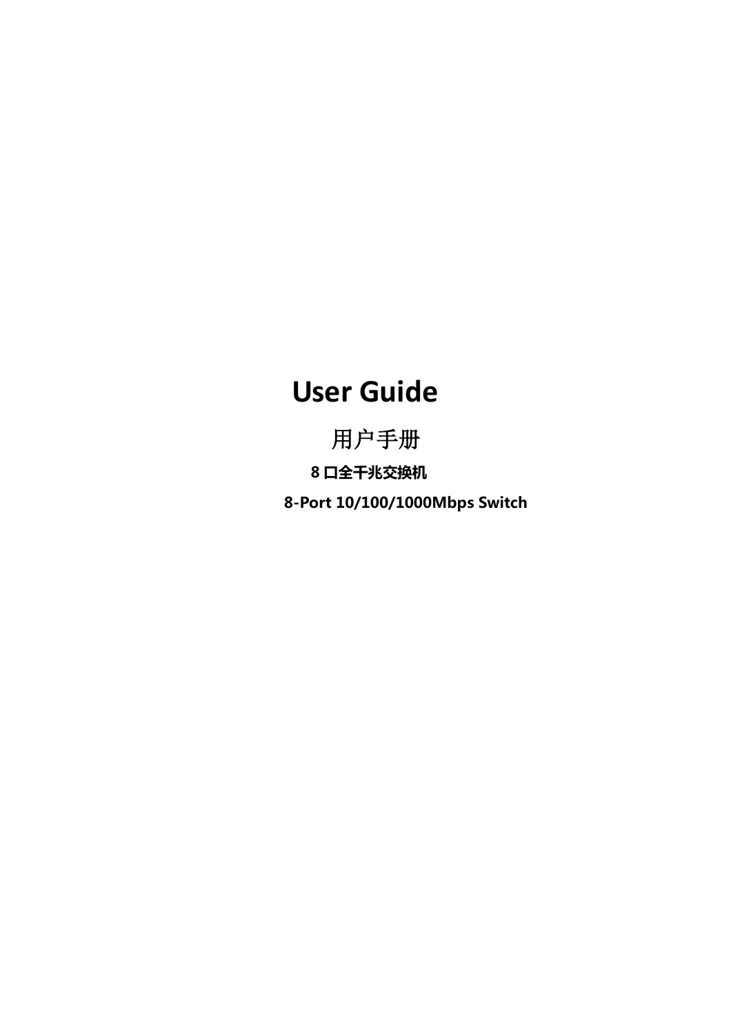# User Guide

## 用户手册

**8 口全千兆交换机**

**8-Port 10/100/1000Mbps Switch**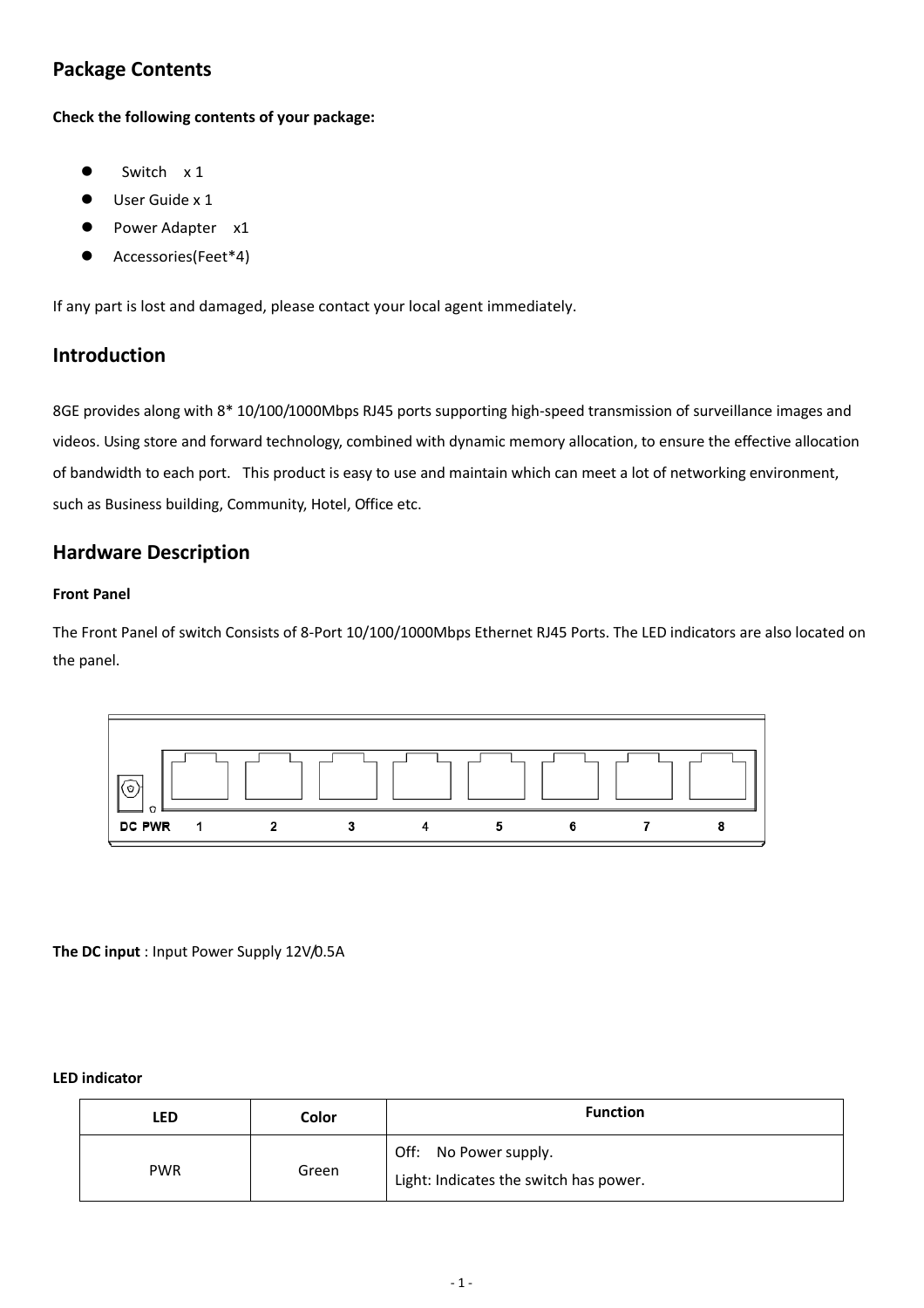## Package Contents

**Check the following contents of your package:**

- Switch x 1
- User Guide x 1
- Power Adapter x1
- Accessories(Feet*4)

If any part is lost and damaged, please contact your local agent immediately.

## Introduction

8GE provides along with 8* 10/100/1000Mbps RJ45 ports supporting high-speed transmission of surveillance images and videos. Using store and forward technology, combined with dynamic memory allocation, to ensure the effective allocation of bandwidth to each port. This product is easy to use and maintain which can meet a lot of networking environment, such as Business building, Community, Hotel, Office etc.

## Hardware Description

**Front Panel**

The Front Panel of switch Consists of 8-Port 10/100/1000Mbps Ethernet RJ45 Ports. The LED indicators are also located on the panel.

DC PWR 1 2 3 4 5 6 7 8

**The DC input** : Input Power Supply 12V/0.5A

**LED indicator**

| LED | Color | Function |
|---|---|---|
| PWR | Green | Off: No Power supply.<br>Light: Indicates the switch has power. |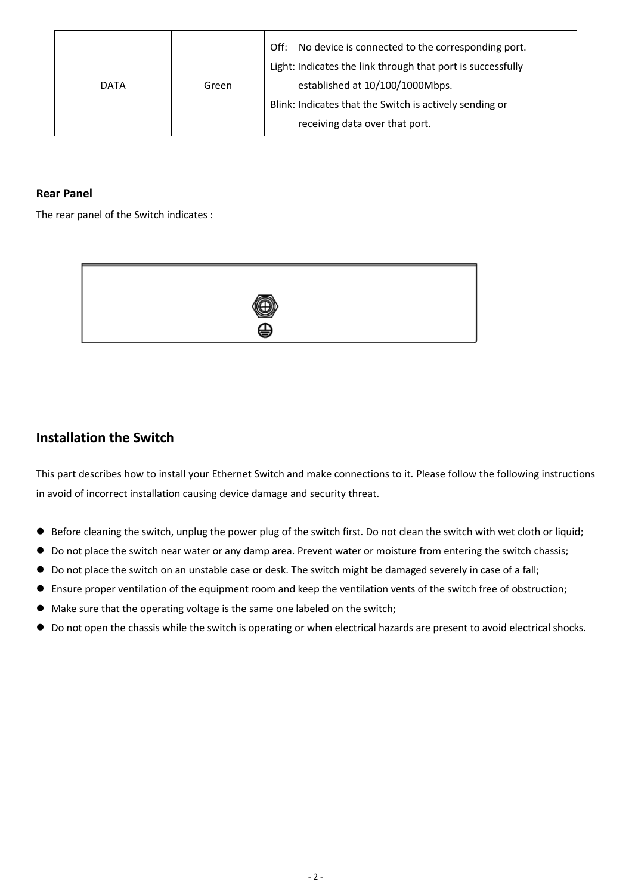| DATA | Green | Off: No device is connected to the corresponding port.<br>Light: Indicates the link through that port is successfully established at 10/100/1000Mbps.<br>Blink: Indicates that the Switch is actively sending or receiving data over that port. |
|---|---|---|

**Rear Panel**

The rear panel of the Switch indicates :

## Installation the Switch

This part describes how to install your Ethernet Switch and make connections to it. Please follow the following instructions in avoid of incorrect installation causing device damage and security threat.

- Before cleaning the switch, unplug the power plug of the switch first. Do not clean the switch with wet cloth or liquid;
- Do not place the switch near water or any damp area. Prevent water or moisture from entering the switch chassis;
- Do not place the switch on an unstable case or desk. The switch might be damaged severely in case of a fall;
- Ensure proper ventilation of the equipment room and keep the ventilation vents of the switch free of obstruction;
- Make sure that the operating voltage is the same one labeled on the switch;
- Do not open the chassis while the switch is operating or when electrical hazards are present to avoid electrical shocks.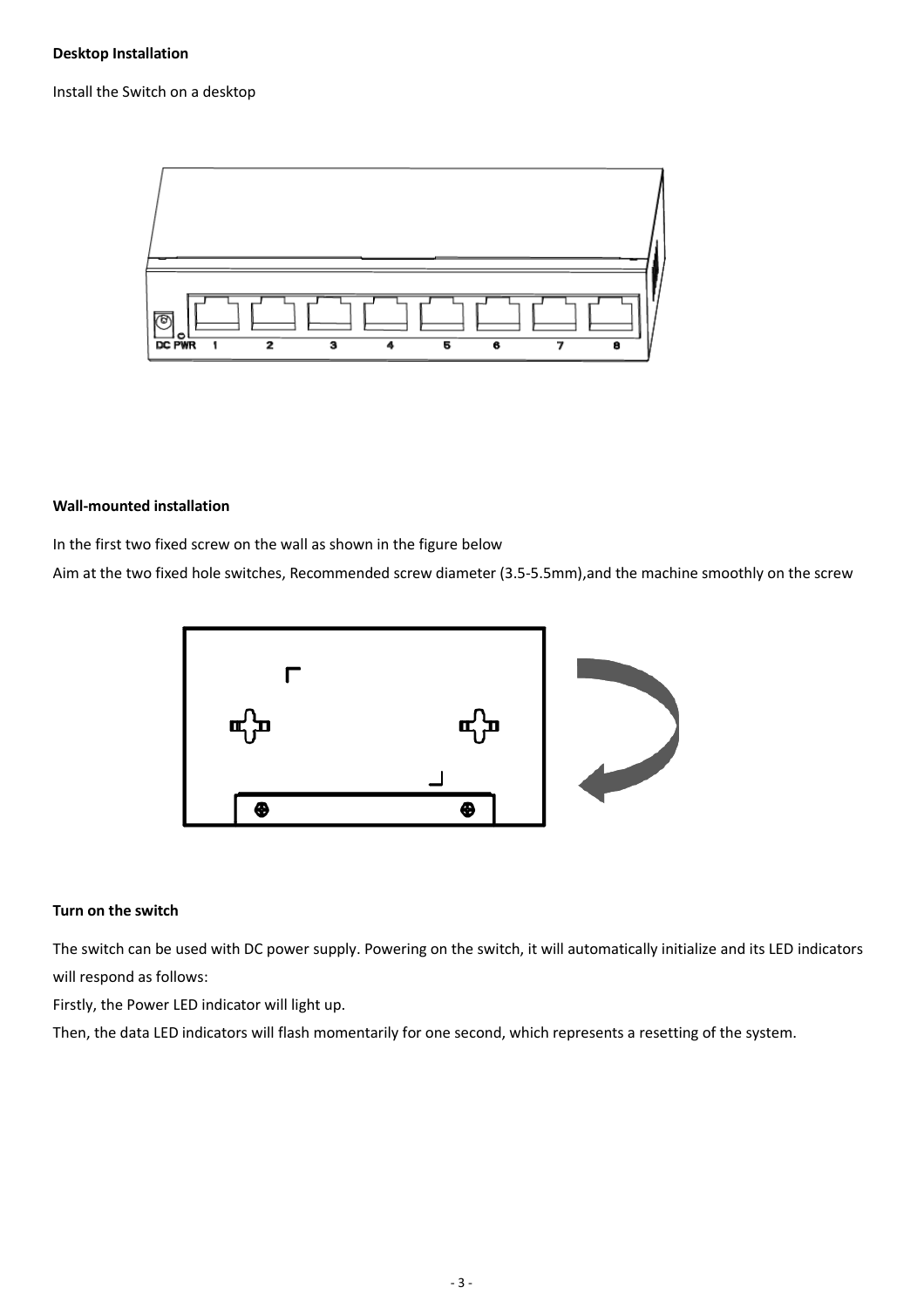**Desktop Installation**

Install the Switch on a desktop

**Wall-mounted installation**

In the first two fixed screw on the wall as shown in the figure below

Aim at the two fixed hole switches, Recommended screw diameter (3.5-5.5mm),and the machine smoothly on the screw

**Turn on the switch**

The switch can be used with DC power supply. Powering on the switch, it will automatically initialize and its LED indicators will respond as follows:

Firstly, the Power LED indicator will light up.

Then, the data LED indicators will flash momentarily for one second, which represents a resetting of the system.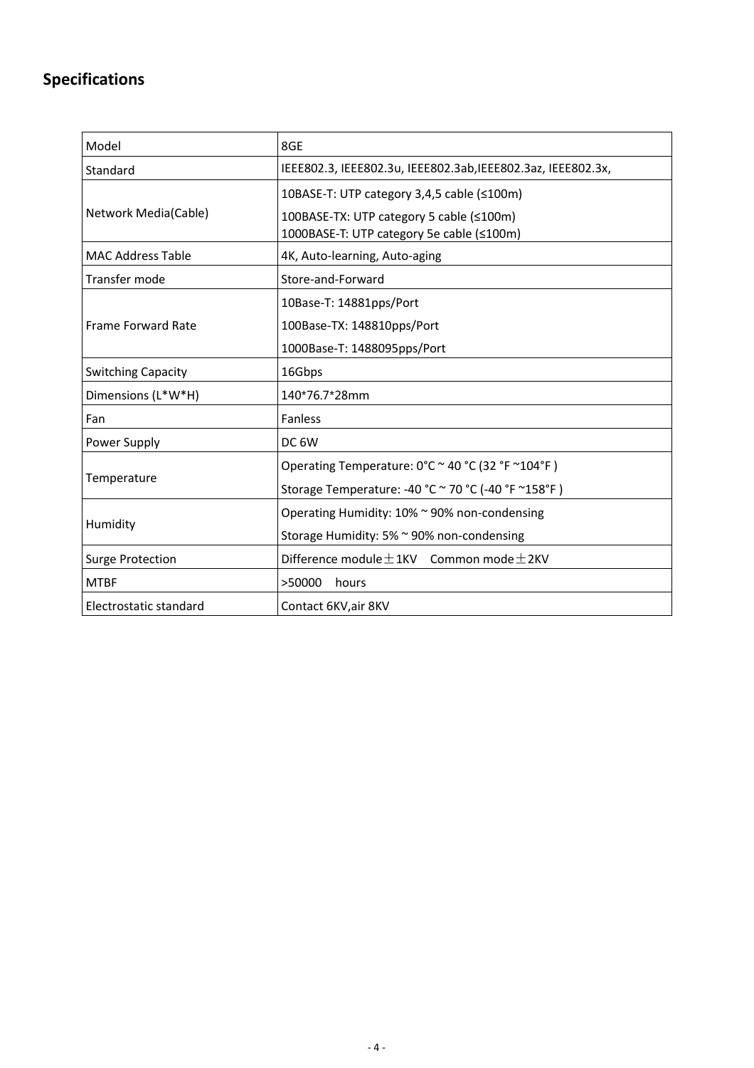## Specifications

| Model | 8GE |
|---|---|
| Standard | IEEE802.3, IEEE802.3u, IEEE802.3ab,IEEE802.3az, IEEE802.3x, |
| Network Media(Cable) | 10BASE-T: UTP category 3,4,5 cable (≤100m)<br>100BASE-TX: UTP category 5 cable (≤100m)<br>1000BASE-T: UTP category 5e cable (≤100m) |
| MAC Address Table | 4K, Auto-learning, Auto-aging |
| Transfer mode | Store-and-Forward |
| Frame Forward Rate | 10Base-T: 14881pps/Port<br>100Base-TX: 148810pps/Port<br>1000Base-T: 1488095pps/Port |
| Switching Capacity | 16Gbps |
| Dimensions (L*W*H) | 140*76.7*28mm |
| Fan | Fanless |
| Power Supply | DC 6W |
| Temperature | Operating Temperature: 0°C ~ 40 °C (32 °F ~104°F )<br>Storage Temperature: -40 °C ~ 70 °C (-40 °F ~158°F ) |
| Humidity | Operating Humidity: 10% ~ 90% non-condensing<br>Storage Humidity: 5% ~ 90% non-condensing |
| Surge Protection | Difference module ±1KV Common mode ±2KV |
| MTBF | >50000 hours |
| Electrostatic standard | Contact 6KV,air 8KV |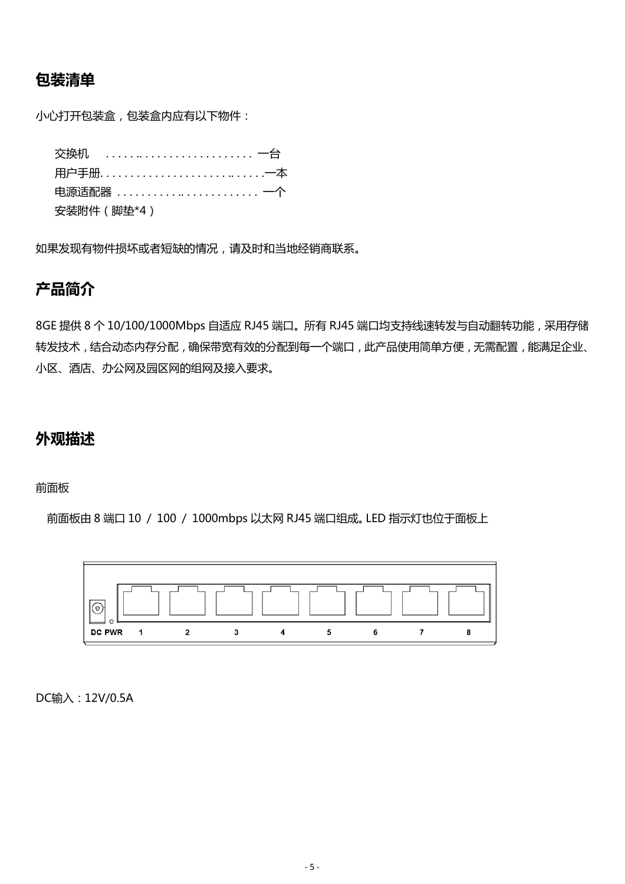## 包装清单

小心打开包装盒，包装盒内应有以下物件：

交换机　. . . . . . .. . . . . . . . . . . . . . . . . . . 一台
用户手册. . . . . . . . . . . . . . . . . . . . . . .. . . . . . .一本
电源适配器 . . . . . . . . . . .. . . . . . . . . . . . . . 一个
安装附件（脚垫*4）

如果发现有物件损坏或者短缺的情况，请及时和当地经销商联系。

## 产品简介

8GE 提供 8 个 10/100/1000Mbps 自适应 RJ45 端口。所有 RJ45 端口均支持线速转发与自动翻转功能，采用存储转发技术，结合动态内存分配，确保带宽有效的分配到每一个端口，此产品使用简单方便，无需配置，能满足企业、小区、酒店、办公网及园区网的组网及接入要求。

## 外观描述

前面板

前面板由 8 端口 10 / 100 / 1000mbps 以太网 RJ45 端口组成。LED 指示灯也位于面板上

DC PWR　1　2　3　4　5　6　7　8

DC输入：12V/0.5A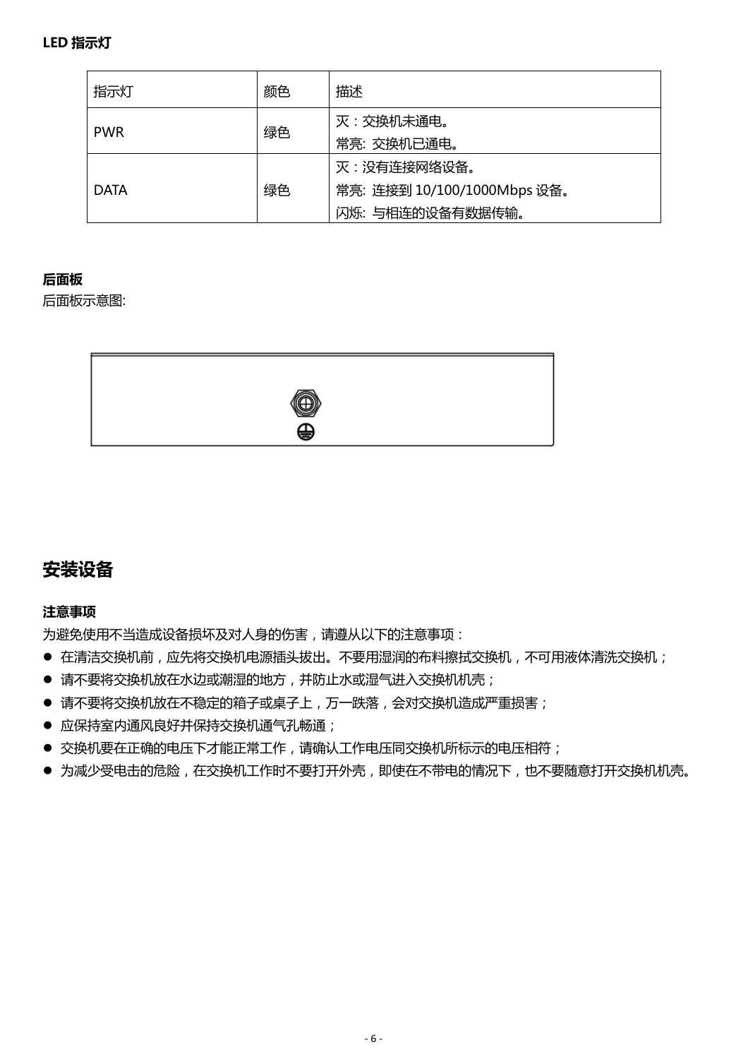**LED 指示灯**

| 指示灯 | 颜色 | 描述 |
| --- | --- | --- |
| PWR | 绿色 | 灭：交换机未通电。<br>常亮: 交换机已通电。 |
| DATA | 绿色 | 灭：没有连接网络设备。<br>常亮: 连接到 10/100/1000Mbps 设备。<br>闪烁: 与相连的设备有数据传输。 |

**后面板**

后面板示意图:

## 安装设备

**注意事项**

为避免使用不当造成设备损坏及对人身的伤害，请遵从以下的注意事项：

- 在清洁交换机前，应先将交换机电源插头拔出。不要用湿润的布料擦拭交换机，不可用液体清洗交换机；
- 请不要将交换机放在水边或潮湿的地方，并防止水或湿气进入交换机机壳；
- 请不要将交换机放在不稳定的箱子或桌子上，万一跌落，会对交换机造成严重损害；
- 应保持室内通风良好并保持交换机通气孔畅通；
- 交换机要在正确的电压下才能正常工作，请确认工作电压同交换机所标示的电压相符；
- 为减少受电击的危险，在交换机工作时不要打开外壳，即使在不带电的情况下，也不要随意打开交换机机壳。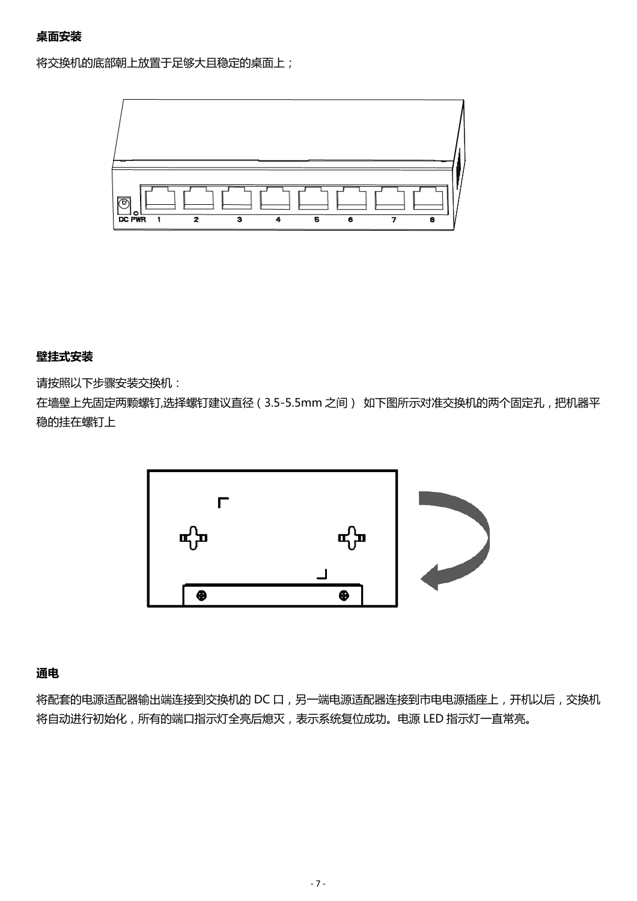**桌面安装**

将交换机的底部朝上放置于足够大且稳定的桌面上；

**壁挂式安装**

请按照以下步骤安装交换机：

在墙壁上先固定两颗螺钉,选择螺钉建议直径（3.5-5.5mm 之间） 如下图所示对准交换机的两个固定孔，把机器平稳的挂在螺钉上

**通电**

将配套的电源适配器输出端连接到交换机的 DC 口，另一端电源适配器连接到市电电源插座上，开机以后，交换机将自动进行初始化，所有的端口指示灯全亮后熄灭，表示系统复位成功。电源 LED 指示灯一直常亮。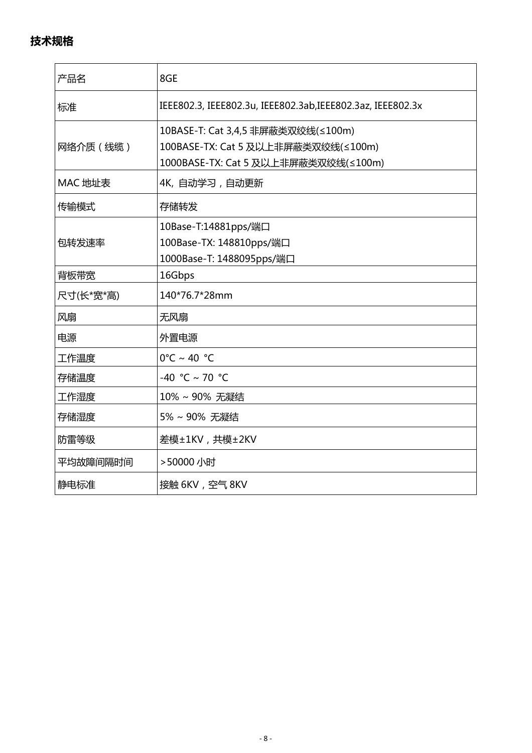## 技术规格

| | |
|---|---|
| 产品名 | 8GE |
| 标准 | IEEE802.3, IEEE802.3u, IEEE802.3ab,IEEE802.3az, IEEE802.3x |
| 网络介质（线缆） | 10BASE-T: Cat 3,4,5 非屏蔽类双绞线(≤100m)<br>100BASE-TX: Cat 5 及以上非屏蔽类双绞线(≤100m)<br>1000BASE-TX: Cat 5 及以上非屏蔽类双绞线(≤100m) |
| MAC 地址表 | 4K, 自动学习，自动更新 |
| 传输模式 | 存储转发 |
| 包转发速率 | 10Base-T:14881pps/端口<br>100Base-TX: 148810pps/端口<br>1000Base-T: 1488095pps/端口 |
| 背板带宽 | 16Gbps |
| 尺寸(长*宽*高) | 140*76.7*28mm |
| 风扇 | 无风扇 |
| 电源 | 外置电源 |
| 工作温度 | 0°C ~ 40 °C |
| 存储温度 | -40 °C ~ 70 °C |
| 工作湿度 | 10% ~ 90% 无凝结 |
| 存储湿度 | 5% ~ 90% 无凝结 |
| 防雷等级 | 差模±1KV，共模±2KV |
| 平均故障间隔时间 | >50000 小时 |
| 静电标准 | 接触 6KV，空气 8KV |